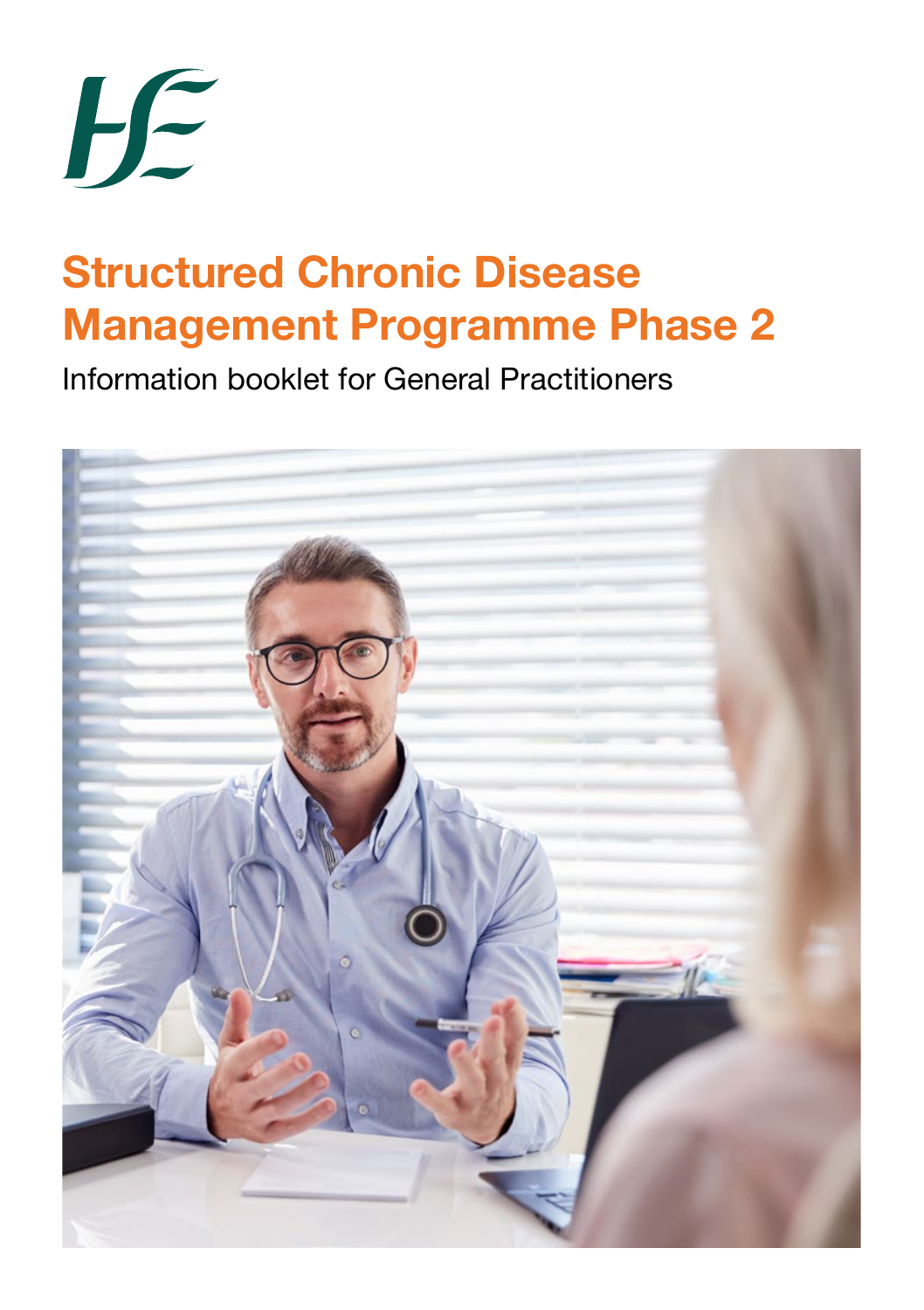# Structured Chronic Disease Management Programme Phase 2

Information booklet for General Practitioners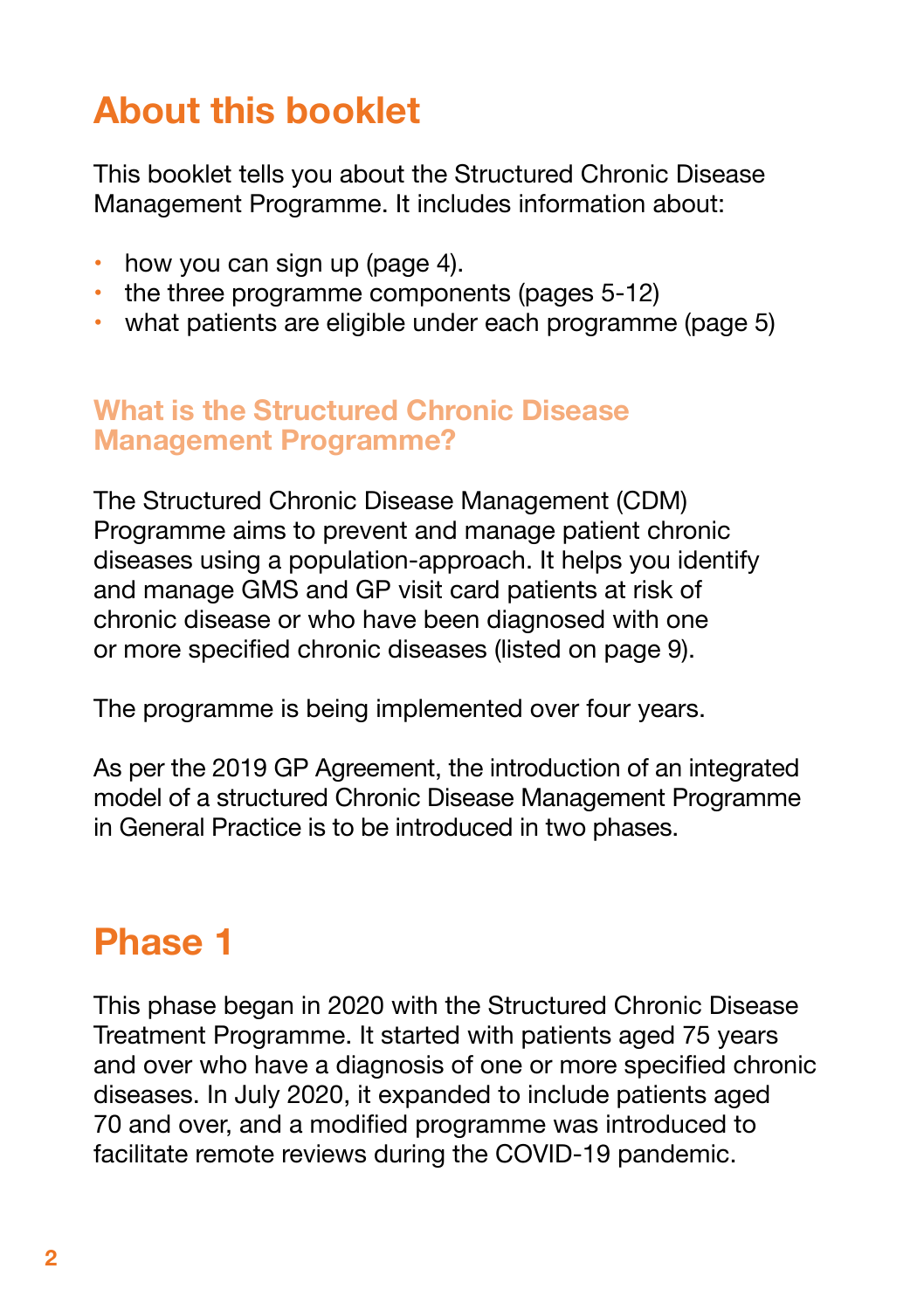# About this booklet

This booklet tells you about the Structured Chronic Disease Management Programme. It includes information about:

- how you can sign up (page 4).
- the three programme components (pages 5-12)
- what patients are eligible under each programme (page 5)

## What is the Structured Chronic Disease Management Programme?

The Structured Chronic Disease Management (CDM) Programme aims to prevent and manage patient chronic diseases using a population-approach. It helps you identify and manage GMS and GP visit card patients at risk of chronic disease or who have been diagnosed with one or more specified chronic diseases (listed on page 9).

The programme is being implemented over four years.

As per the 2019 GP Agreement, the introduction of an integrated model of a structured Chronic Disease Management Programme in General Practice is to be introduced in two phases.

# Phase 1

This phase began in 2020 with the Structured Chronic Disease Treatment Programme. It started with patients aged 75 years and over who have a diagnosis of one or more specified chronic diseases. In July 2020, it expanded to include patients aged 70 and over, and a modified programme was introduced to facilitate remote reviews during the COVID-19 pandemic.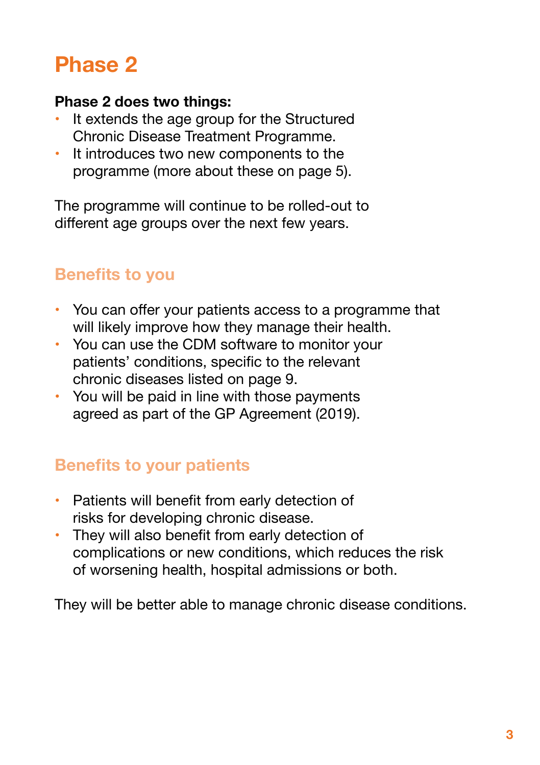# Phase 2

**Phase 2 does two things:**

- It extends the age group for the Structured Chronic Disease Treatment Programme.
- It introduces two new components to the programme (more about these on page 5).

The programme will continue to be rolled-out to different age groups over the next few years.

## Benefits to you

- You can offer your patients access to a programme that will likely improve how they manage their health.
- You can use the CDM software to monitor your patients' conditions, specific to the relevant chronic diseases listed on page 9.
- You will be paid in line with those payments agreed as part of the GP Agreement (2019).

## Benefits to your patients

- Patients will benefit from early detection of risks for developing chronic disease.
- They will also benefit from early detection of complications or new conditions, which reduces the risk of worsening health, hospital admissions or both.

They will be better able to manage chronic disease conditions.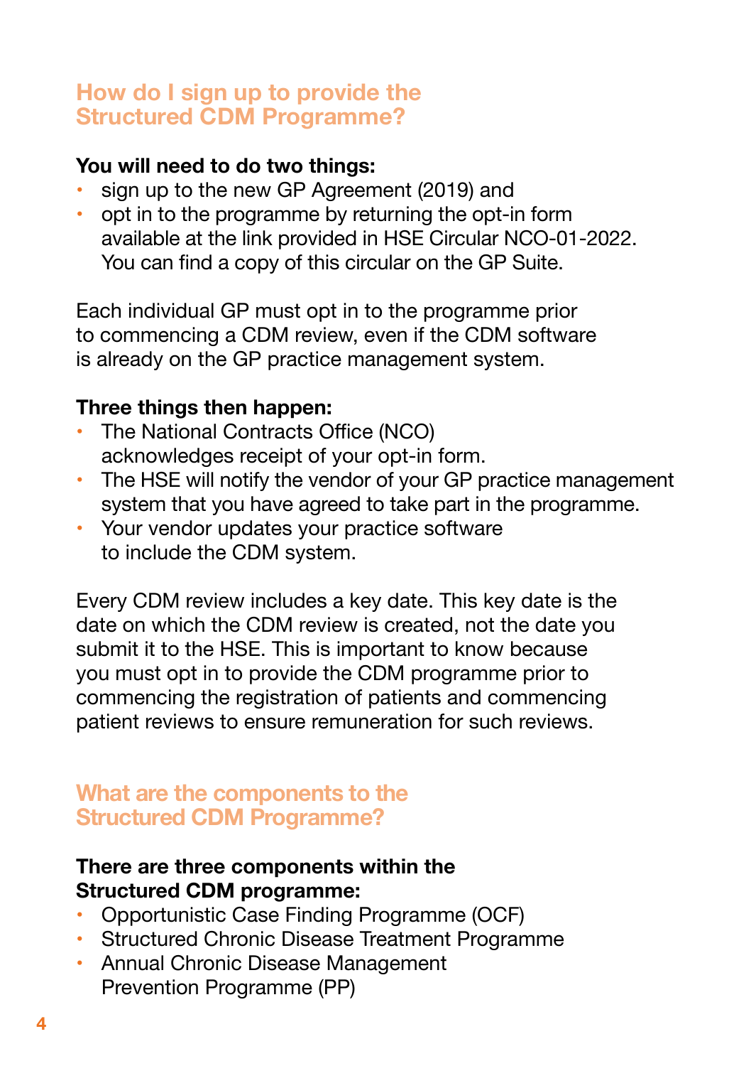## How do I sign up to provide the Structured CDM Programme?

**You will need to do two things:**

- sign up to the new GP Agreement (2019) and
- opt in to the programme by returning the opt-in form available at the link provided in HSE Circular NCO-01-2022. You can find a copy of this circular on the GP Suite.

Each individual GP must opt in to the programme prior to commencing a CDM review, even if the CDM software is already on the GP practice management system.

**Three things then happen:**

- The National Contracts Office (NCO) acknowledges receipt of your opt-in form.
- The HSE will notify the vendor of your GP practice management system that you have agreed to take part in the programme.
- Your vendor updates your practice software to include the CDM system.

Every CDM review includes a key date. This key date is the date on which the CDM review is created, not the date you submit it to the HSE. This is important to know because you must opt in to provide the CDM programme prior to commencing the registration of patients and commencing patient reviews to ensure remuneration for such reviews.

## What are the components to the Structured CDM Programme?

**There are three components within the Structured CDM programme:**

- Opportunistic Case Finding Programme (OCF)
- Structured Chronic Disease Treatment Programme
- Annual Chronic Disease Management Prevention Programme (PP)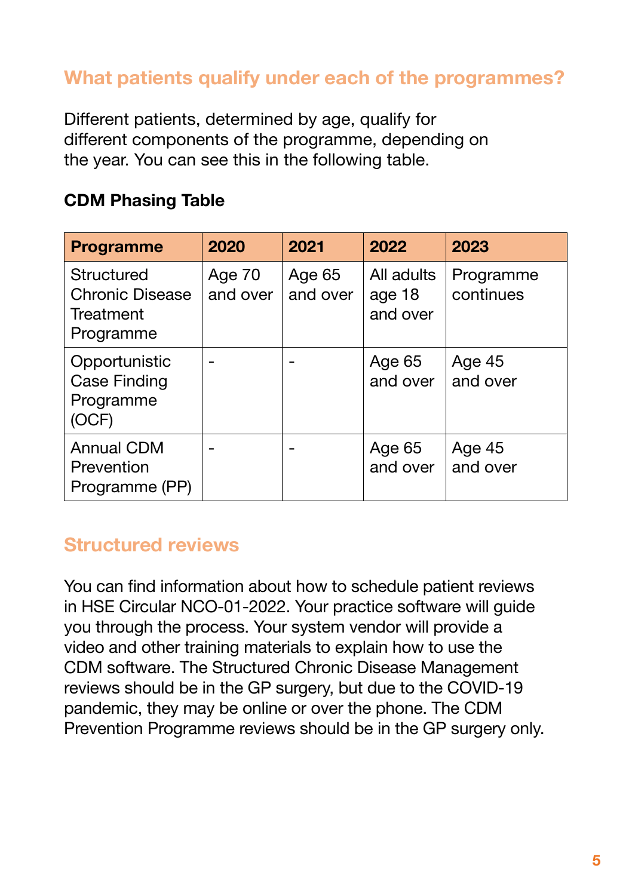## What patients qualify under each of the programmes?

Different patients, determined by age, qualify for different components of the programme, depending on the year. You can see this in the following table.

**CDM Phasing Table**

| Programme | 2020 | 2021 | 2022 | 2023 |
|---|---|---|---|---|
| Structured Chronic Disease Treatment Programme | Age 70 and over | Age 65 and over | All adults age 18 and over | Programme continues |
| Opportunistic Case Finding Programme (OCF) | - | - | Age 65 and over | Age 45 and over |
| Annual CDM Prevention Programme (PP) | - | - | Age 65 and over | Age 45 and over |

## Structured reviews

You can find information about how to schedule patient reviews in HSE Circular NCO-01-2022. Your practice software will guide you through the process. Your system vendor will provide a video and other training materials to explain how to use the CDM software. The Structured Chronic Disease Management reviews should be in the GP surgery, but due to the COVID-19 pandemic, they may be online or over the phone. The CDM Prevention Programme reviews should be in the GP surgery only.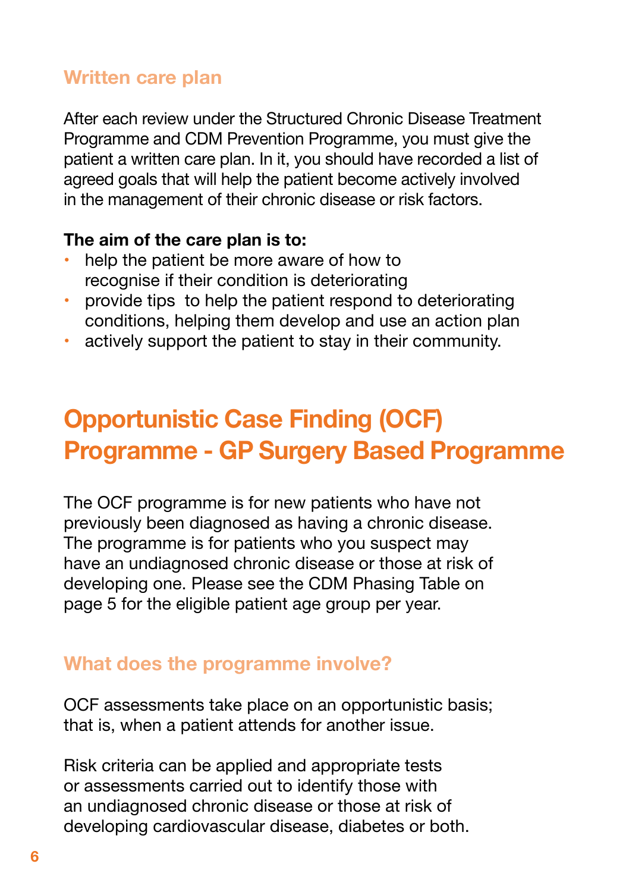### Written care plan

After each review under the Structured Chronic Disease Treatment Programme and CDM Prevention Programme, you must give the patient a written care plan. In it, you should have recorded a list of agreed goals that will help the patient become actively involved in the management of their chronic disease or risk factors.

**The aim of the care plan is to:**

- help the patient be more aware of how to recognise if their condition is deteriorating
- provide tips to help the patient respond to deteriorating conditions, helping them develop and use an action plan
- actively support the patient to stay in their community.

## Opportunistic Case Finding (OCF) Programme - GP Surgery Based Programme

The OCF programme is for new patients who have not previously been diagnosed as having a chronic disease. The programme is for patients who you suspect may have an undiagnosed chronic disease or those at risk of developing one. Please see the CDM Phasing Table on page 5 for the eligible patient age group per year.

### What does the programme involve?

OCF assessments take place on an opportunistic basis; that is, when a patient attends for another issue.

Risk criteria can be applied and appropriate tests or assessments carried out to identify those with an undiagnosed chronic disease or those at risk of developing cardiovascular disease, diabetes or both.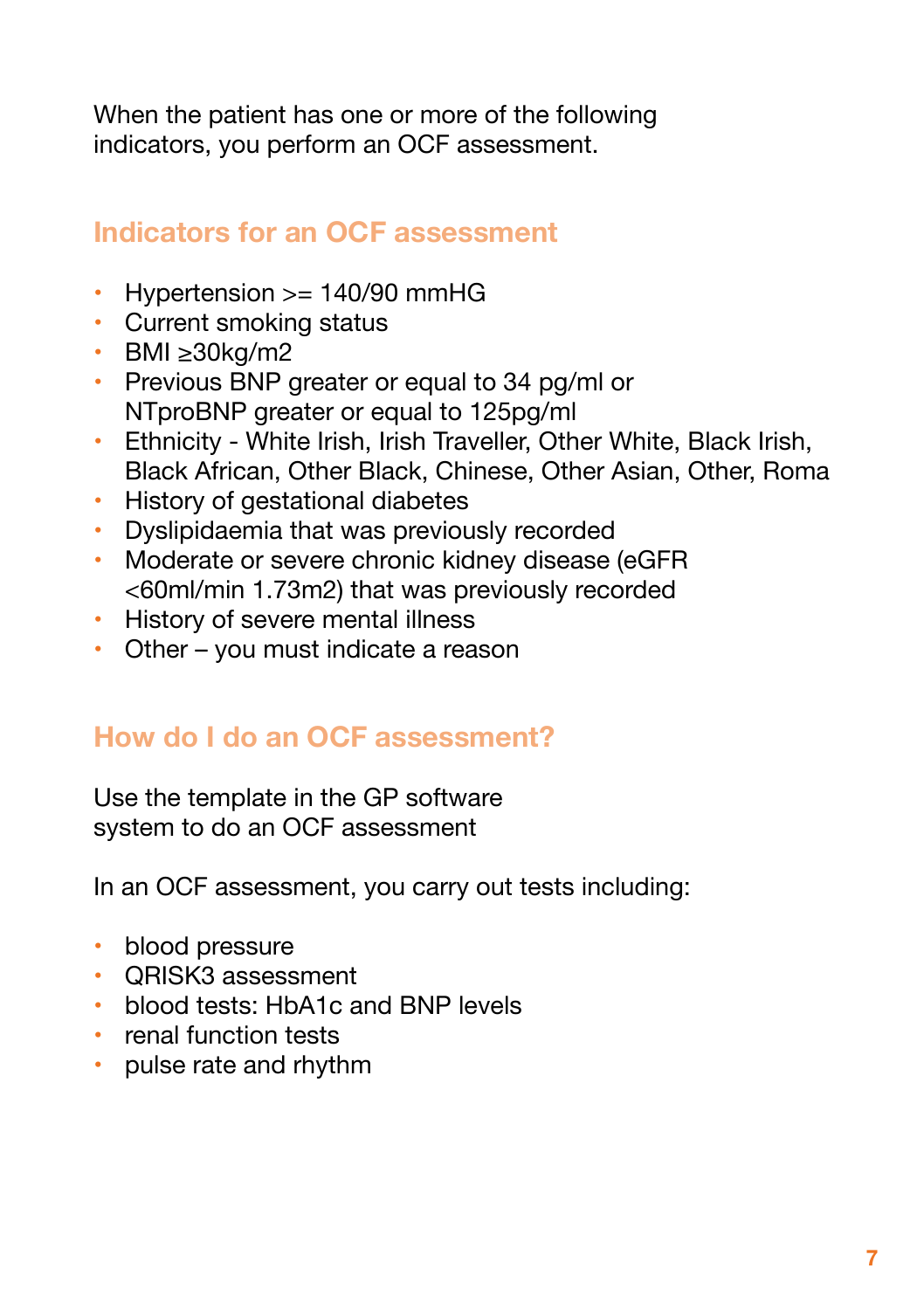When the patient has one or more of the following indicators, you perform an OCF assessment.

## Indicators for an OCF assessment

- Hypertension >= 140/90 mmHG
- Current smoking status
- BMI ≥30kg/m2
- Previous BNP greater or equal to 34 pg/ml or NTproBNP greater or equal to 125pg/ml
- Ethnicity - White Irish, Irish Traveller, Other White, Black Irish, Black African, Other Black, Chinese, Other Asian, Other, Roma
- History of gestational diabetes
- Dyslipidaemia that was previously recorded
- Moderate or severe chronic kidney disease (eGFR <60ml/min 1.73m2) that was previously recorded
- History of severe mental illness
- Other – you must indicate a reason

## How do I do an OCF assessment?

Use the template in the GP software system to do an OCF assessment

In an OCF assessment, you carry out tests including:

- blood pressure
- QRISK3 assessment
- blood tests: HbA1c and BNP levels
- renal function tests
- pulse rate and rhythm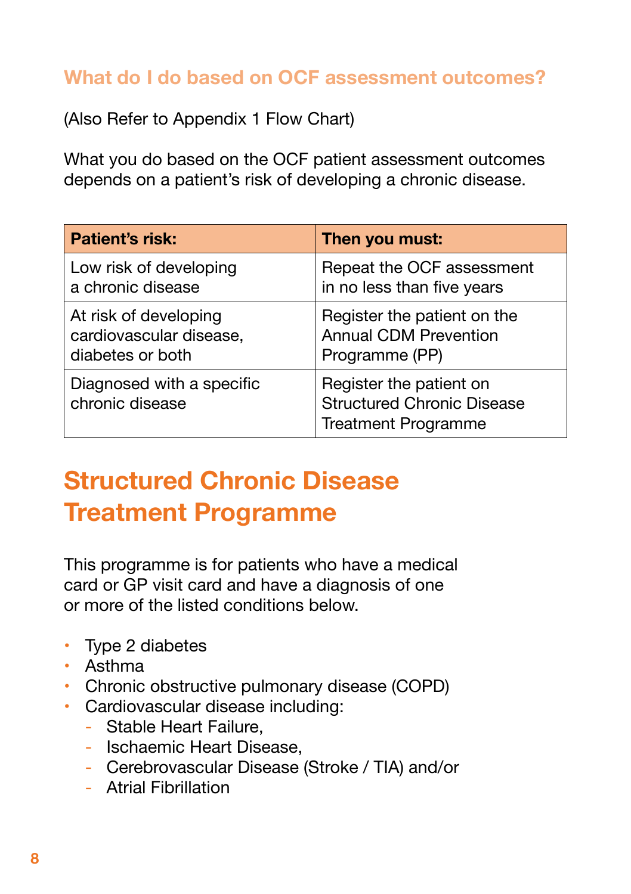### What do I do based on OCF assessment outcomes?

(Also Refer to Appendix 1 Flow Chart)

What you do based on the OCF patient assessment outcomes depends on a patient's risk of developing a chronic disease.

| Patient's risk: | Then you must: |
|---|---|
| Low risk of developing a chronic disease | Repeat the OCF assessment in no less than five years |
| At risk of developing cardiovascular disease, diabetes or both | Register the patient on the Annual CDM Prevention Programme (PP) |
| Diagnosed with a specific chronic disease | Register the patient on Structured Chronic Disease Treatment Programme |

## Structured Chronic Disease Treatment Programme

This programme is for patients who have a medical card or GP visit card and have a diagnosis of one or more of the listed conditions below.

- Type 2 diabetes
- Asthma
- Chronic obstructive pulmonary disease (COPD)
- Cardiovascular disease including:
  - Stable Heart Failure,
  - Ischaemic Heart Disease,
  - Cerebrovascular Disease (Stroke / TIA) and/or
  - Atrial Fibrillation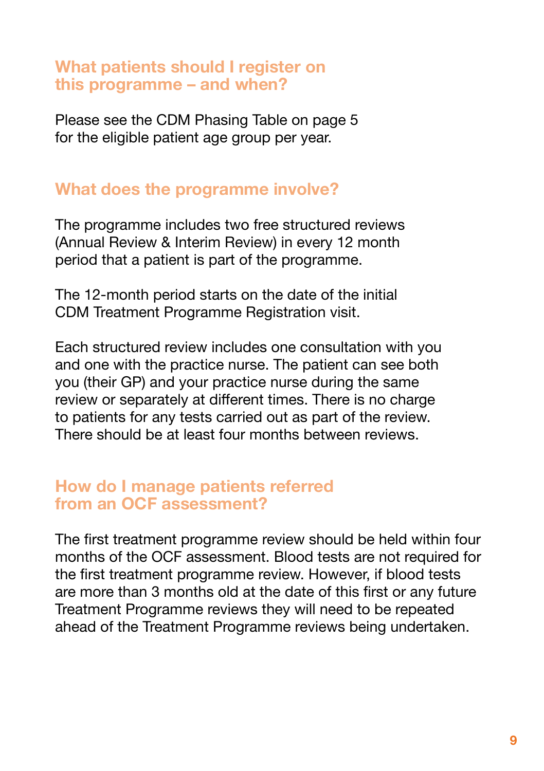## What patients should I register on this programme – and when?

Please see the CDM Phasing Table on page 5 for the eligible patient age group per year.

## What does the programme involve?

The programme includes two free structured reviews (Annual Review & Interim Review) in every 12 month period that a patient is part of the programme.

The 12-month period starts on the date of the initial CDM Treatment Programme Registration visit.

Each structured review includes one consultation with you and one with the practice nurse. The patient can see both you (their GP) and your practice nurse during the same review or separately at different times. There is no charge to patients for any tests carried out as part of the review. There should be at least four months between reviews.

## How do I manage patients referred from an OCF assessment?

The first treatment programme review should be held within four months of the OCF assessment. Blood tests are not required for the first treatment programme review. However, if blood tests are more than 3 months old at the date of this first or any future Treatment Programme reviews they will need to be repeated ahead of the Treatment Programme reviews being undertaken.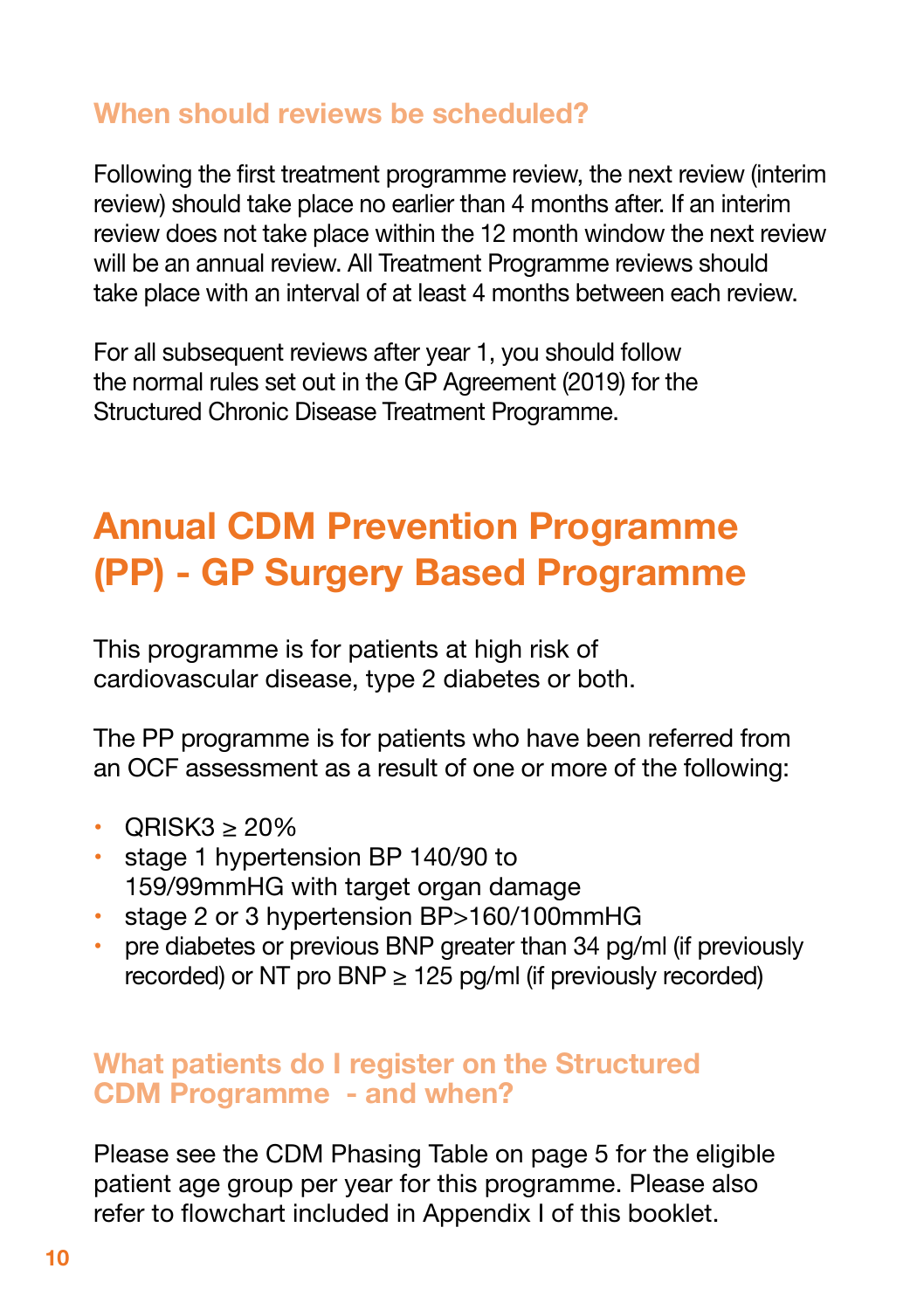### When should reviews be scheduled?

Following the first treatment programme review, the next review (interim review) should take place no earlier than 4 months after. If an interim review does not take place within the 12 month window the next review will be an annual review. All Treatment Programme reviews should take place with an interval of at least 4 months between each review.

For all subsequent reviews after year 1, you should follow the normal rules set out in the GP Agreement (2019) for the Structured Chronic Disease Treatment Programme.

## Annual CDM Prevention Programme (PP) - GP Surgery Based Programme

This programme is for patients at high risk of cardiovascular disease, type 2 diabetes or both.

The PP programme is for patients who have been referred from an OCF assessment as a result of one or more of the following:

- QRISK3 ≥ 20%
- stage 1 hypertension BP 140/90 to 159/99mmHG with target organ damage
- stage 2 or 3 hypertension BP>160/100mmHG
- pre diabetes or previous BNP greater than 34 pg/ml (if previously recorded) or NT pro BNP ≥ 125 pg/ml (if previously recorded)

### What patients do I register on the Structured CDM Programme - and when?

Please see the CDM Phasing Table on page 5 for the eligible patient age group per year for this programme. Please also refer to flowchart included in Appendix I of this booklet.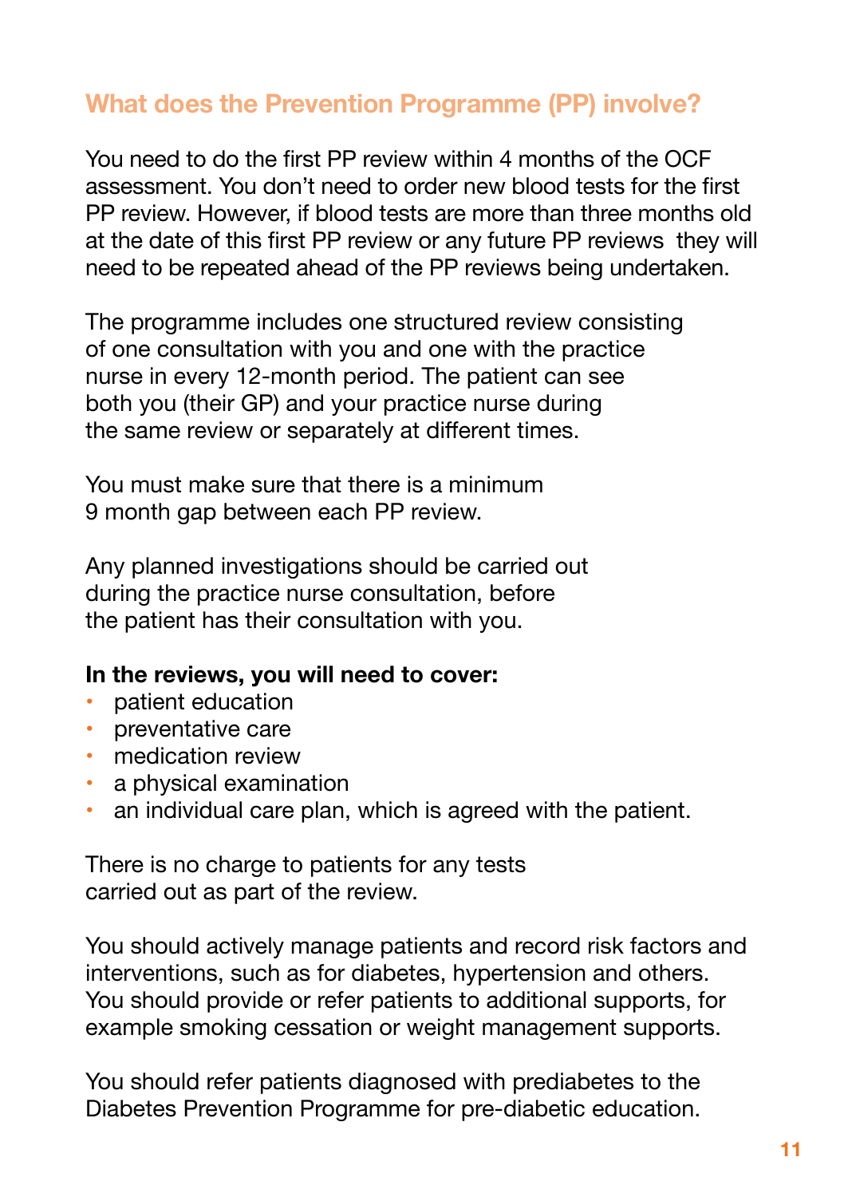## What does the Prevention Programme (PP) involve?

You need to do the first PP review within 4 months of the OCF assessment. You don't need to order new blood tests for the first PP review. However, if blood tests are more than three months old at the date of this first PP review or any future PP reviews they will need to be repeated ahead of the PP reviews being undertaken.

The programme includes one structured review consisting of one consultation with you and one with the practice nurse in every 12-month period. The patient can see both you (their GP) and your practice nurse during the same review or separately at different times.

You must make sure that there is a minimum 9 month gap between each PP review.

Any planned investigations should be carried out during the practice nurse consultation, before the patient has their consultation with you.

**In the reviews, you will need to cover:**

- patient education
- preventative care
- medication review
- a physical examination
- an individual care plan, which is agreed with the patient.

There is no charge to patients for any tests carried out as part of the review.

You should actively manage patients and record risk factors and interventions, such as for diabetes, hypertension and others. You should provide or refer patients to additional supports, for example smoking cessation or weight management supports.

You should refer patients diagnosed with prediabetes to the Diabetes Prevention Programme for pre-diabetic education.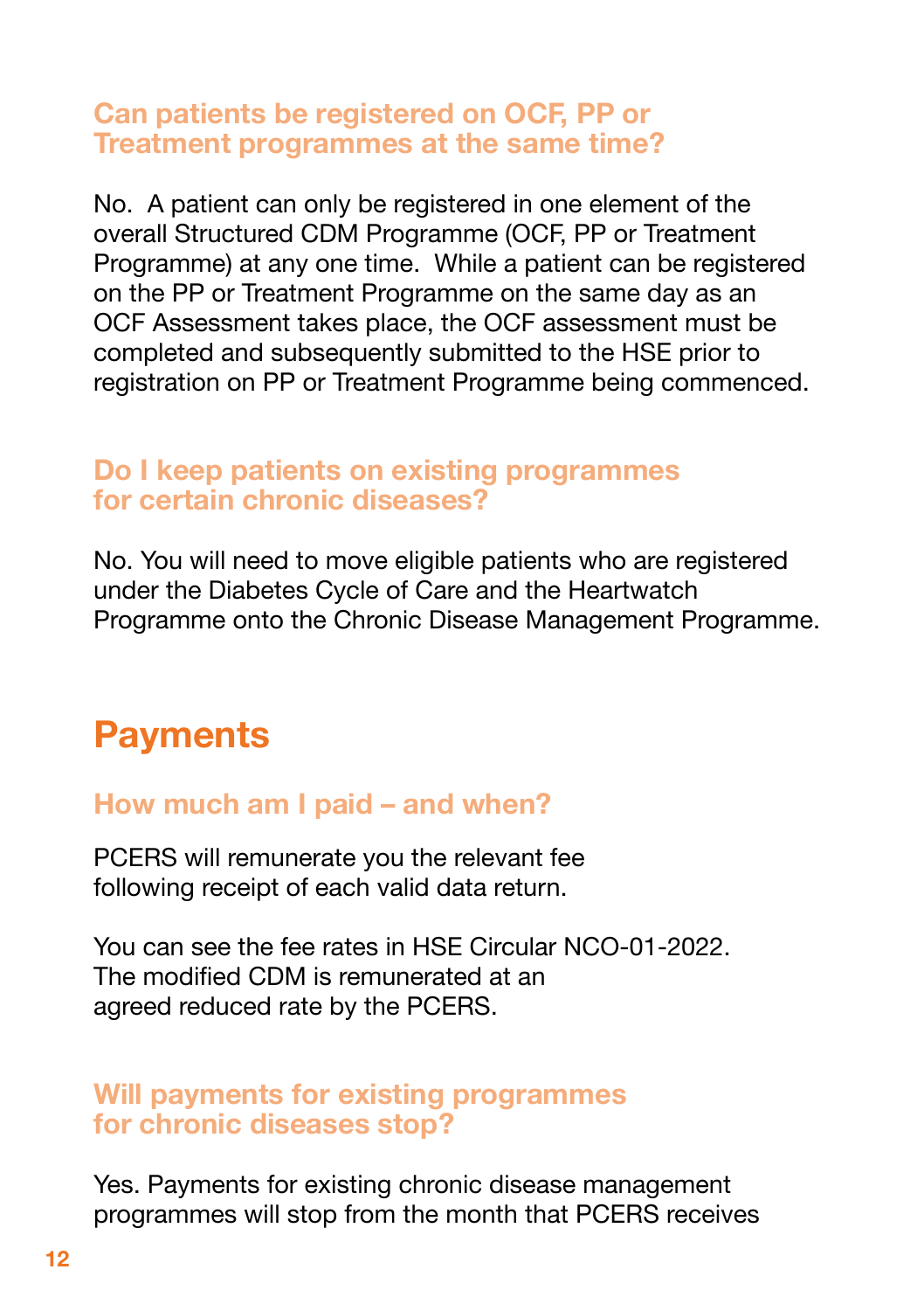### Can patients be registered on OCF, PP or Treatment programmes at the same time?

No. A patient can only be registered in one element of the overall Structured CDM Programme (OCF, PP or Treatment Programme) at any one time. While a patient can be registered on the PP or Treatment Programme on the same day as an OCF Assessment takes place, the OCF assessment must be completed and subsequently submitted to the HSE prior to registration on PP or Treatment Programme being commenced.

### Do I keep patients on existing programmes for certain chronic diseases?

No. You will need to move eligible patients who are registered under the Diabetes Cycle of Care and the Heartwatch Programme onto the Chronic Disease Management Programme.

## Payments

### How much am I paid – and when?

PCERS will remunerate you the relevant fee following receipt of each valid data return.

You can see the fee rates in HSE Circular NCO-01-2022. The modified CDM is remunerated at an agreed reduced rate by the PCERS.

### Will payments for existing programmes for chronic diseases stop?

Yes. Payments for existing chronic disease management programmes will stop from the month that PCERS receives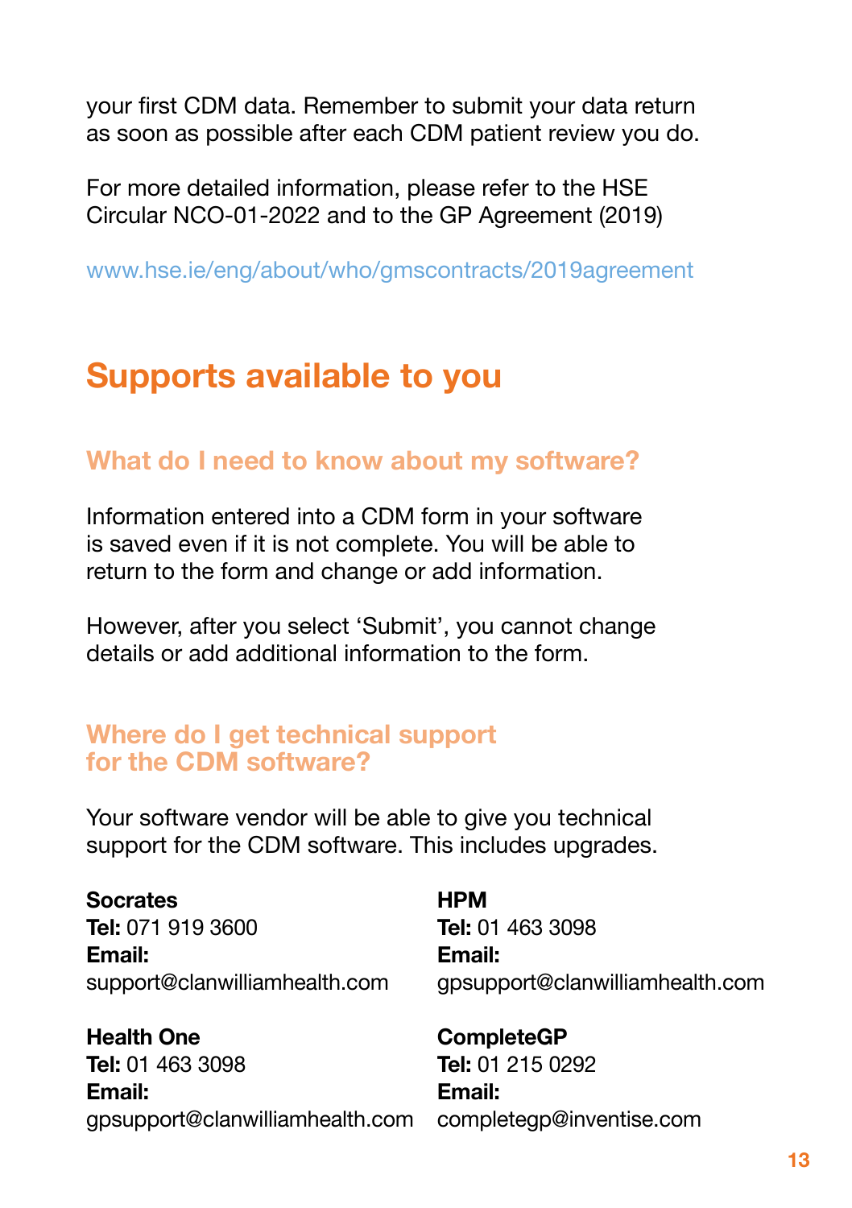your first CDM data. Remember to submit your data return as soon as possible after each CDM patient review you do.

For more detailed information, please refer to the HSE Circular NCO-01-2022 and to the GP Agreement (2019)

www.hse.ie/eng/about/who/gmscontracts/2019agreement

# Supports available to you

## What do I need to know about my software?

Information entered into a CDM form in your software is saved even if it is not complete. You will be able to return to the form and change or add information.

However, after you select 'Submit', you cannot change details or add additional information to the form.

## Where do I get technical support for the CDM software?

Your software vendor will be able to give you technical support for the CDM software. This includes upgrades.

**Socrates**
**Tel:** 071 919 3600
**Email:**
support@clanwilliamhealth.com

**Health One**
**Tel:** 01 463 3098
**Email:**
gpsupport@clanwilliamhealth.com

**HPM**
**Tel:** 01 463 3098
**Email:**
gpsupport@clanwilliamhealth.com

**CompleteGP**
**Tel:** 01 215 0292
**Email:**
completegp@inventise.com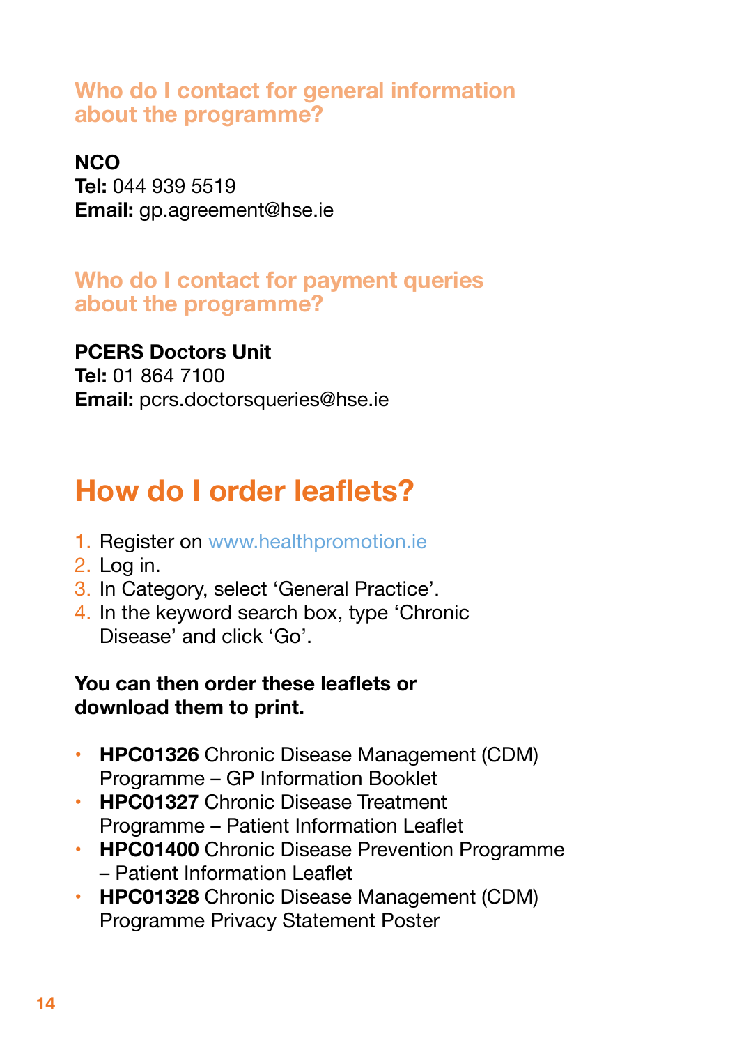### Who do I contact for general information about the programme?

**NCO**
**Tel:** 044 939 5519
**Email:** gp.agreement@hse.ie

### Who do I contact for payment queries about the programme?

**PCERS Doctors Unit**
**Tel:** 01 864 7100
**Email:** pcrs.doctorsqueries@hse.ie

## How do I order leaflets?

1. Register on www.healthpromotion.ie
2. Log in.
3. In Category, select 'General Practice'.
4. In the keyword search box, type 'Chronic Disease' and click 'Go'.

**You can then order these leaflets or download them to print.**

- **HPC01326** Chronic Disease Management (CDM) Programme – GP Information Booklet
- **HPC01327** Chronic Disease Treatment Programme – Patient Information Leaflet
- **HPC01400** Chronic Disease Prevention Programme – Patient Information Leaflet
- **HPC01328** Chronic Disease Management (CDM) Programme Privacy Statement Poster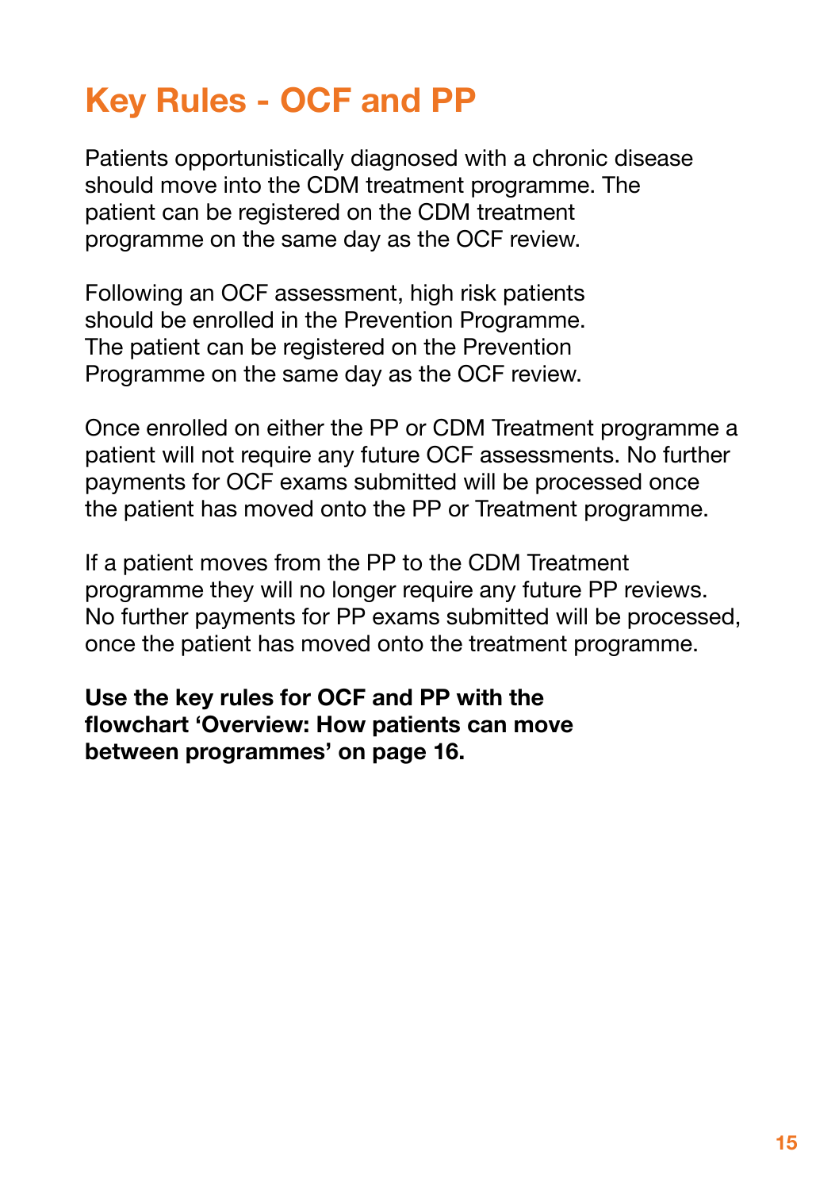# Key Rules - OCF and PP

Patients opportunistically diagnosed with a chronic disease should move into the CDM treatment programme. The patient can be registered on the CDM treatment programme on the same day as the OCF review.

Following an OCF assessment, high risk patients should be enrolled in the Prevention Programme. The patient can be registered on the Prevention Programme on the same day as the OCF review.

Once enrolled on either the PP or CDM Treatment programme a patient will not require any future OCF assessments. No further payments for OCF exams submitted will be processed once the patient has moved onto the PP or Treatment programme.

If a patient moves from the PP to the CDM Treatment programme they will no longer require any future PP reviews. No further payments for PP exams submitted will be processed, once the patient has moved onto the treatment programme.

**Use the key rules for OCF and PP with the flowchart 'Overview: How patients can move between programmes' on page 16.**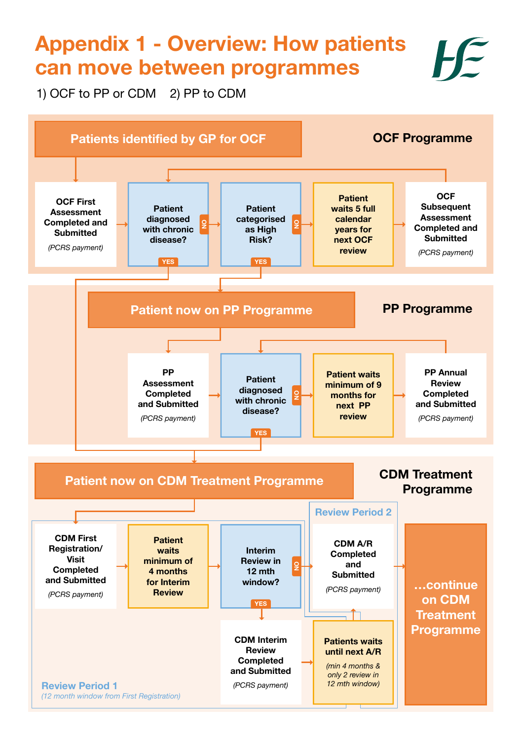# Appendix 1 - Overview: How patients can move between programmes

1) OCF to PP or CDM 2) PP to CDM

## OCF Programme

**Patients identified by GP for OCF**

**OCF First Assessment Completed and Submitted**
*(PCRS payment)*

**Patient diagnosed with chronic disease?**
YES / NO

**Patient categorised as High Risk?**
YES / NO

**Patient waits 5 full calendar years for next OCF review**

**OCF Subsequent Assessment Completed and Submitted**
*(PCRS payment)*

## PP Programme

**Patient now on PP Programme**

**PP Assessment Completed and Submitted**
*(PCRS payment)*

**Patient diagnosed with chronic disease?**
YES / NO

**Patient waits minimum of 9 months for next PP review**

**PP Annual Review Completed and Submitted**
*(PCRS payment)*

## CDM Treatment Programme

**Patient now on CDM Treatment Programme**

**CDM First Registration/ Visit Completed and Submitted**
*(PCRS payment)*

**Patient waits minimum of 4 months for Interim Review**

**Interim Review in 12 mth window?**
YES / NO

**CDM Interim Review Completed and Submitted**
*(PCRS payment)*

**Patients waits until next A/R**
*(min 4 months & only 2 review in 12 mth window)*

Review Period 2

**CDM A/R Completed and Submitted**
*(PCRS payment)*

**...continue on CDM Treatment Programme**

Review Period 1
*(12 month window from First Registration)*